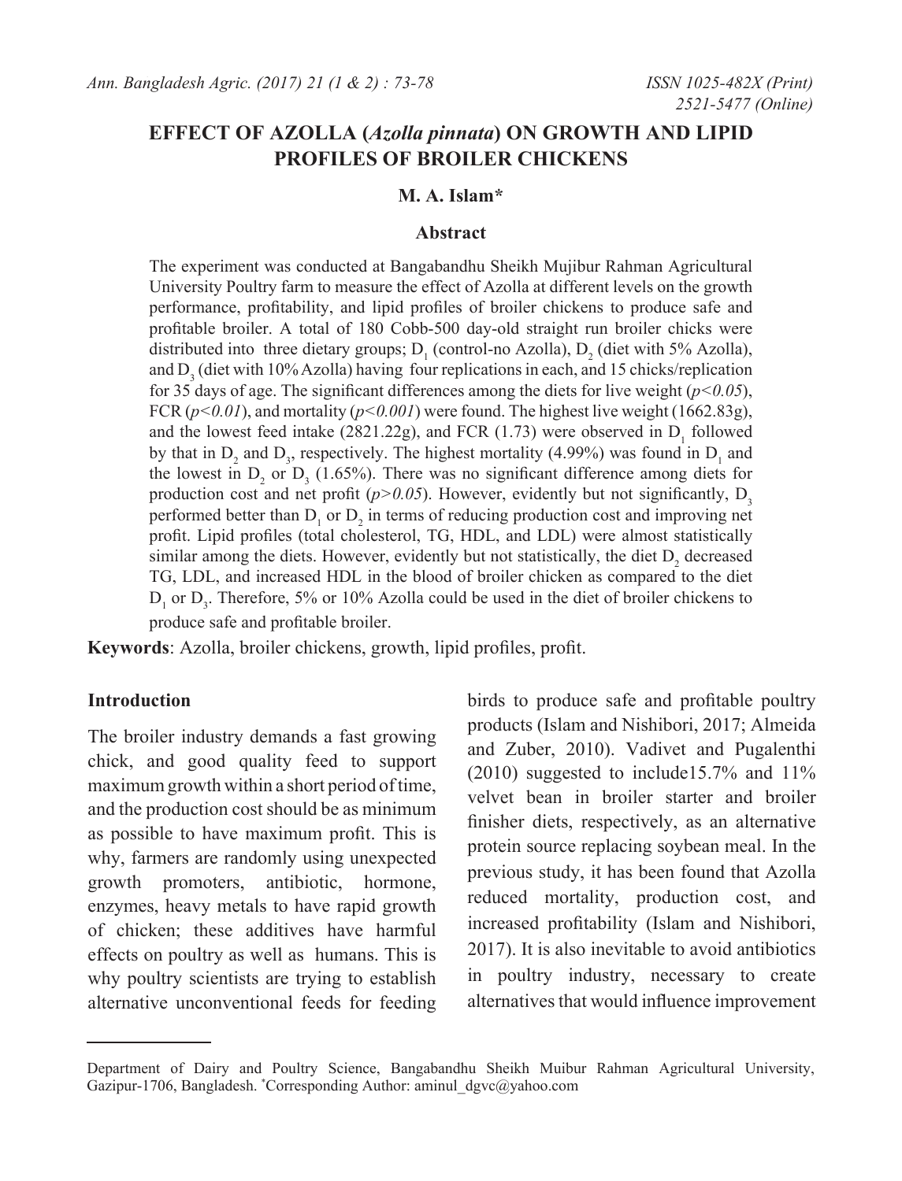# EFFECT OF AZOLLA (*Azolla pinnata*) ON GROWTH AND LIPID PROFILES OF BROILER CHICKENS

**M. A. Islam***

## Abstract

The experiment was conducted at Bangabandhu Sheikh Mujibur Rahman Agricultural University Poultry farm to measure the effect of Azolla at different levels on the growth performance, profitability, and lipid profiles of broiler chickens to produce safe and profitable broiler. A total of 180 Cobb-500 day-old straight run broiler chicks were distributed into three dietary groups; $D_1$ (control-no Azolla), $D_2$ (diet with 5% Azolla), and $D_3$ (diet with 10% Azolla) having four replications in each, and 15 chicks/replication for 35 days of age. The significant differences among the diets for live weight ($p<0.05$), FCR ($p<0.01$), and mortality ($p<0.001$) were found. The highest live weight (1662.83g), and the lowest feed intake (2821.22g), and FCR (1.73) were observed in $D_1$ followed by that in $D_2$ and $D_3$, respectively. The highest mortality (4.99%) was found in $D_1$ and the lowest in $D_2$ or $D_3$ (1.65%). There was no significant difference among diets for production cost and net profit ($p>0.05$). However, evidently but not significantly, $D_3$ performed better than $D_1$ or $D_2$ in terms of reducing production cost and improving net profit. Lipid profiles (total cholesterol, TG, HDL, and LDL) were almost statistically similar among the diets. However, evidently but not statistically, the diet $D_2$ decreased TG, LDL, and increased HDL in the blood of broiler chicken as compared to the diet $D_1$ or $D_3$. Therefore, 5% or 10% Azolla could be used in the diet of broiler chickens to produce safe and profitable broiler.

**Keywords**: Azolla, broiler chickens, growth, lipid profiles, profit.

## Introduction

The broiler industry demands a fast growing chick, and good quality feed to support maximum growth within a short period of time, and the production cost should be as minimum as possible to have maximum profit. This is why, farmers are randomly using unexpected growth promoters, antibiotic, hormone, enzymes, heavy metals to have rapid growth of chicken; these additives have harmful effects on poultry as well as humans. This is why poultry scientists are trying to establish alternative unconventional feeds for feeding birds to produce safe and profitable poultry products (Islam and Nishibori, 2017; Almeida and Zuber, 2010). Vadivet and Pugalenthi (2010) suggested to include15.7% and 11% velvet bean in broiler starter and broiler finisher diets, respectively, as an alternative protein source replacing soybean meal. In the previous study, it has been found that Azolla reduced mortality, production cost, and increased profitability (Islam and Nishibori, 2017). It is also inevitable to avoid antibiotics in poultry industry, necessary to create alternatives that would influence improvement

---

Department of Dairy and Poultry Science, Bangabandhu Sheikh Muibur Rahman Agricultural University, Gazipur-1706, Bangladesh. *Corresponding Author: aminul_dgvc@yahoo.com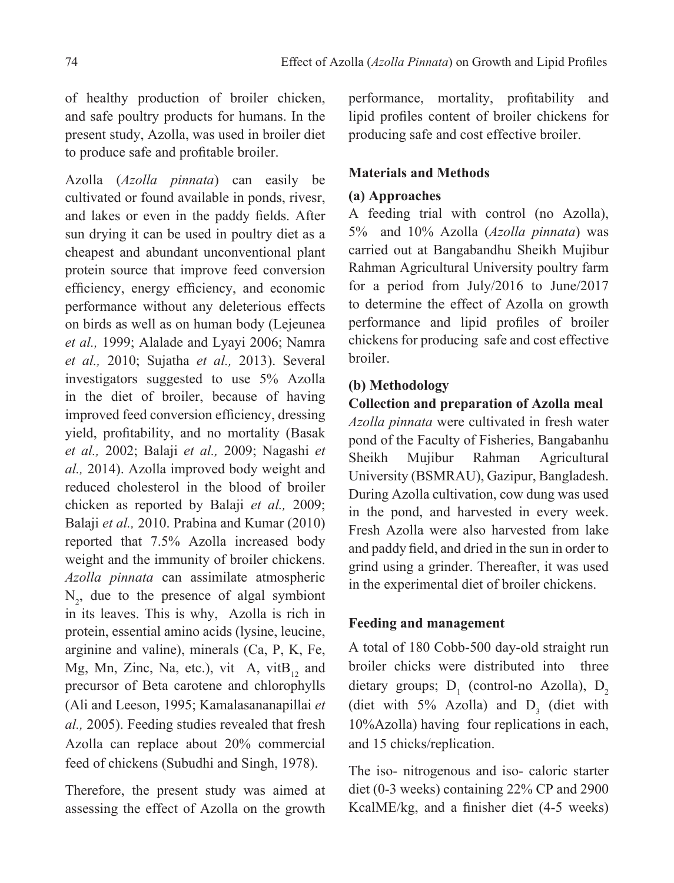of healthy production of broiler chicken, and safe poultry products for humans. In the present study, Azolla, was used in broiler diet to produce safe and profitable broiler.

Azolla (*Azolla pinnata*) can easily be cultivated or found available in ponds, rivesr, and lakes or even in the paddy fields. After sun drying it can be used in poultry diet as a cheapest and abundant unconventional plant protein source that improve feed conversion efficiency, energy efficiency, and economic performance without any deleterious effects on birds as well as on human body (Lejeunea *et al.,* 1999; Alalade and Lyayi 2006; Namra *et al.,* 2010; Sujatha *et al.,* 2013). Several investigators suggested to use 5% Azolla in the diet of broiler, because of having improved feed conversion efficiency, dressing yield, profitability, and no mortality (Basak *et al.,* 2002; Balaji *et al.,* 2009; Nagashi *et al.,* 2014). Azolla improved body weight and reduced cholesterol in the blood of broiler chicken as reported by Balaji *et al.,* 2009; Balaji *et al.,* 2010. Prabina and Kumar (2010) reported that 7.5% Azolla increased body weight and the immunity of broiler chickens. *Azolla pinnata* can assimilate atmospheric $N_2$, due to the presence of algal symbiont in its leaves. This is why, Azolla is rich in protein, essential amino acids (lysine, leucine, arginine and valine), minerals (Ca, P, K, Fe, Mg, Mn, Zinc, Na, etc.), vit A, vit$B_{12}$ and precursor of Beta carotene and chlorophylls (Ali and Leeson, 1995; Kamalasananapillai *et al.,* 2005). Feeding studies revealed that fresh Azolla can replace about 20% commercial feed of chickens (Subudhi and Singh, 1978).

Therefore, the present study was aimed at assessing the effect of Azolla on the growth performance, mortality, profitability and lipid profiles content of broiler chickens for producing safe and cost effective broiler.

## Materials and Methods

### (a) Approaches

A feeding trial with control (no Azolla), 5% and 10% Azolla (*Azolla pinnata*) was carried out at Bangabandhu Sheikh Mujibur Rahman Agricultural University poultry farm for a period from July/2016 to June/2017 to determine the effect of Azolla on growth performance and lipid profiles of broiler chickens for producing safe and cost effective broiler.

### (b) Methodology

**Collection and preparation of Azolla meal**

*Azolla pinnata* were cultivated in fresh water pond of the Faculty of Fisheries, Bangabanhu Sheikh Mujibur Rahman Agricultural University (BSMRAU), Gazipur, Bangladesh. During Azolla cultivation, cow dung was used in the pond, and harvested in every week. Fresh Azolla were also harvested from lake and paddy field, and dried in the sun in order to grind using a grinder. Thereafter, it was used in the experimental diet of broiler chickens.

**Feeding and management**

A total of 180 Cobb-500 day-old straight run broiler chicks were distributed into three dietary groups; $D_1$ (control-no Azolla), $D_2$ (diet with 5% Azolla) and $D_3$ (diet with 10%Azolla) having four replications in each, and 15 chicks/replication.

The iso- nitrogenous and iso- caloric starter diet (0-3 weeks) containing 22% CP and 2900 KcalME/kg, and a finisher diet (4-5 weeks)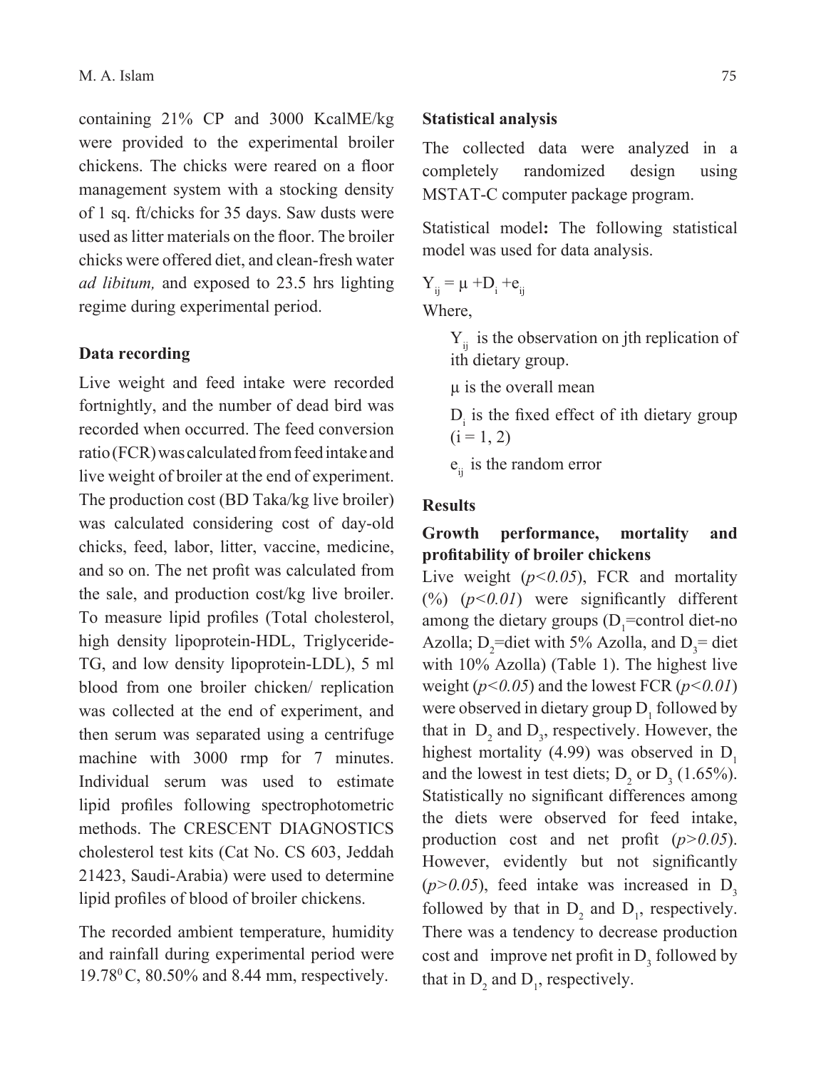containing 21% CP and 3000 KcalME/kg were provided to the experimental broiler chickens. The chicks were reared on a floor management system with a stocking density of 1 sq. ft/chicks for 35 days. Saw dusts were used as litter materials on the floor. The broiler chicks were offered diet, and clean-fresh water *ad libitum,* and exposed to 23.5 hrs lighting regime during experimental period.

### Data recording

Live weight and feed intake were recorded fortnightly, and the number of dead bird was recorded when occurred. The feed conversion ratio (FCR) was calculated from feed intake and live weight of broiler at the end of experiment. The production cost (BD Taka/kg live broiler) was calculated considering cost of day-old chicks, feed, labor, litter, vaccine, medicine, and so on. The net profit was calculated from the sale, and production cost/kg live broiler. To measure lipid profiles (Total cholesterol, high density lipoprotein-HDL, Triglyceride-TG, and low density lipoprotein-LDL), 5 ml blood from one broiler chicken/ replication was collected at the end of experiment, and then serum was separated using a centrifuge machine with 3000 rmp for 7 minutes. Individual serum was used to estimate lipid profiles following spectrophotometric methods. The CRESCENT DIAGNOSTICS cholesterol test kits (Cat No. CS 603, Jeddah 21423, Saudi-Arabia) were used to determine lipid profiles of blood of broiler chickens.

The recorded ambient temperature, humidity and rainfall during experimental period were 19.78$^0$ C, 80.50% and 8.44 mm, respectively.

### Statistical analysis

The collected data were analyzed in a completely randomized design using MSTAT-C computer package program.

Statistical model**:** The following statistical model was used for data analysis.

$Y_{ij} = \mu + D_i + e_{ij}$

Where,

$Y_{ij}$ is the observation on jth replication of ith dietary group.

$\mu$ is the overall mean

$D_i$ is the fixed effect of ith dietary group (i = 1, 2)

$e_{ij}$ is the random error

## Results

### Growth performance, mortality and profitability of broiler chickens

Live weight (*$p<0.05$*), FCR and mortality (%) (*$p<0.01$*) were significantly different among the dietary groups ($D_1$=control diet-no Azolla; $D_2$=diet with 5% Azolla, and $D_3$= diet with 10% Azolla) (Table 1). The highest live weight (*$p<0.05$*) and the lowest FCR (*$p<0.01$*) were observed in dietary group $D_1$ followed by that in $D_2$ and $D_3$, respectively. However, the highest mortality (4.99) was observed in $D_1$ and the lowest in test diets; $D_2$ or $D_3$ (1.65%). Statistically no significant differences among the diets were observed for feed intake, production cost and net profit (*$p>0.05$*). However, evidently but not significantly (*$p>0.05$*), feed intake was increased in $D_3$ followed by that in $D_2$ and $D_1$, respectively. There was a tendency to decrease production cost and improve net profit in $D_3$ followed by that in $D_2$ and $D_1$, respectively.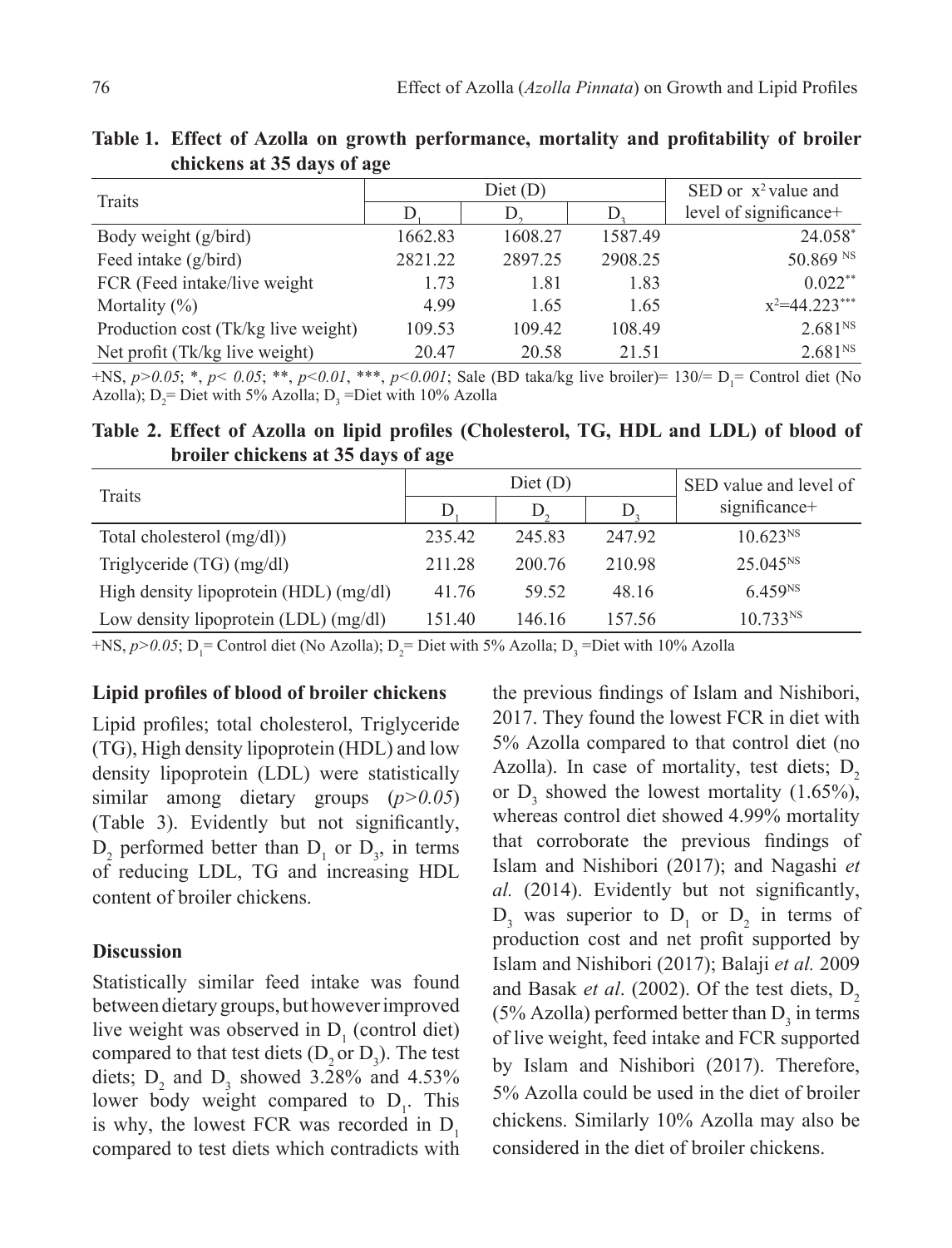**Table 1. Effect of Azolla on growth performance, mortality and profitability of broiler chickens at 35 days of age**

| Traits | Diet (D) | | | SED or $x^2$ value and level of significance+ |
|---|---|---|---|---|
| | $D_1$ | $D_2$ | $D_3$ | |
| Body weight (g/bird) | 1662.83 | 1608.27 | 1587.49 | $24.058^{*}$ |
| Feed intake (g/bird) | 2821.22 | 2897.25 | 2908.25 | $50.869^{NS}$ |
| FCR (Feed intake/live weight | 1.73 | 1.81 | 1.83 | $0.022^{**}$ |
| Mortality (%) | 4.99 | 1.65 | 1.65 | $x^2=44.223^{***}$ |
| Production cost (Tk/kg live weight) | 109.53 | 109.42 | 108.49 | $2.681^{NS}$ |
| Net profit (Tk/kg live weight) | 20.47 | 20.58 | 21.51 | $2.681^{NS}$ |

+NS, $p>0.05$; *, $p< 0.05$; **, $p<0.01$, ***, $p<0.001$; Sale (BD taka/kg live broiler)= 130/= $D_1$= Control diet (No Azolla); $D_2$= Diet with 5% Azolla; $D_3$ =Diet with 10% Azolla

**Table 2. Effect of Azolla on lipid profiles (Cholesterol, TG, HDL and LDL) of blood of broiler chickens at 35 days of age**

| Traits | Diet (D) | | | SED value and level of significance+ |
|---|---|---|---|---|
| | $D_1$ | $D_2$ | $D_3$ | |
| Total cholesterol (mg/dl)) | 235.42 | 245.83 | 247.92 | $10.623^{NS}$ |
| Triglyceride (TG) (mg/dl) | 211.28 | 200.76 | 210.98 | $25.045^{NS}$ |
| High density lipoprotein (HDL) (mg/dl) | 41.76 | 59.52 | 48.16 | $6.459^{NS}$ |
| Low density lipoprotein (LDL) (mg/dl) | 151.40 | 146.16 | 157.56 | $10.733^{NS}$ |

+NS, $p>0.05$; $D_1$= Control diet (No Azolla); $D_2$= Diet with 5% Azolla; $D_3$ =Diet with 10% Azolla

### Lipid profiles of blood of broiler chickens

Lipid profiles; total cholesterol, Triglyceride (TG), High density lipoprotein (HDL) and low density lipoprotein (LDL) were statistically similar among dietary groups ($p>0.05$) (Table 3). Evidently but not significantly, $D_2$ performed better than $D_1$ or $D_3$, in terms of reducing LDL, TG and increasing HDL content of broiler chickens.

### Discussion

Statistically similar feed intake was found between dietary groups, but however improved live weight was observed in $D_1$ (control diet) compared to that test diets ($D_2$ or $D_3$). The test diets; $D_2$ and $D_3$ showed 3.28% and 4.53% lower body weight compared to $D_1$. This is why, the lowest FCR was recorded in $D_1$ compared to test diets which contradicts with the previous findings of Islam and Nishibori, 2017. They found the lowest FCR in diet with 5% Azolla compared to that control diet (no Azolla). In case of mortality, test diets; $D_2$ or $D_3$ showed the lowest mortality (1.65%), whereas control diet showed 4.99% mortality that corroborate the previous findings of Islam and Nishibori (2017); and Nagashi *et al.* (2014). Evidently but not significantly, $D_3$ was superior to $D_1$ or $D_2$ in terms of production cost and net profit supported by Islam and Nishibori (2017); Balaji *et al.* 2009 and Basak *et al*. (2002). Of the test diets, $D_2$ (5% Azolla) performed better than $D_3$ in terms of live weight, feed intake and FCR supported by Islam and Nishibori (2017). Therefore, 5% Azolla could be used in the diet of broiler chickens. Similarly 10% Azolla may also be considered in the diet of broiler chickens.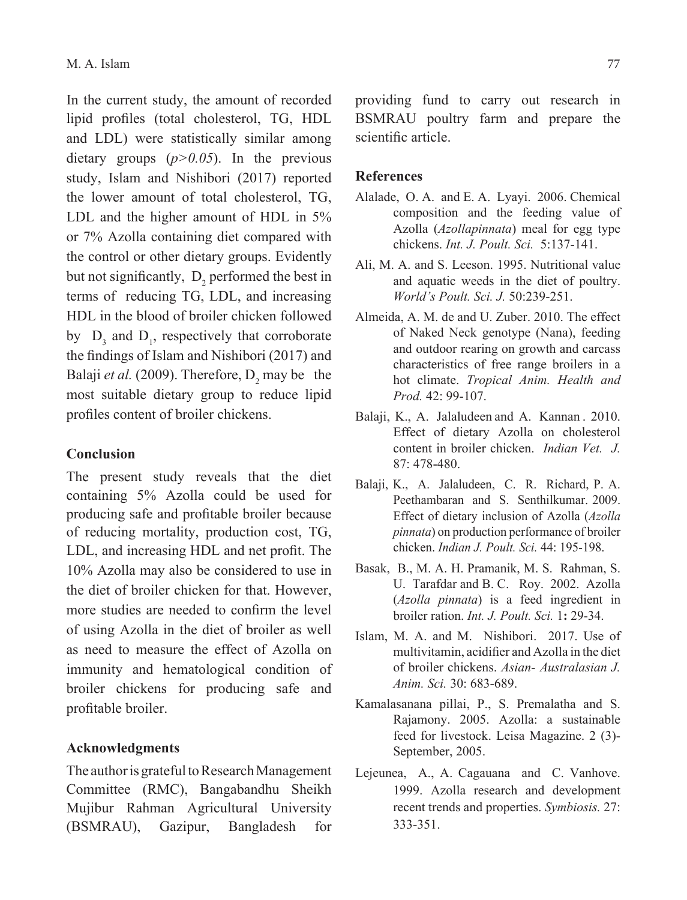In the current study, the amount of recorded lipid profiles (total cholesterol, TG, HDL and LDL) were statistically similar among dietary groups (*p>0.05*). In the previous study, Islam and Nishibori (2017) reported the lower amount of total cholesterol, TG, LDL and the higher amount of HDL in 5% or 7% Azolla containing diet compared with the control or other dietary groups. Evidently but not significantly, $D_2$ performed the best in terms of reducing TG, LDL, and increasing HDL in the blood of broiler chicken followed by $D_3$ and $D_1$, respectively that corroborate the findings of Islam and Nishibori (2017) and Balaji *et al.* (2009). Therefore, $D_2$ may be the most suitable dietary group to reduce lipid profiles content of broiler chickens.

## Conclusion

The present study reveals that the diet containing 5% Azolla could be used for producing safe and profitable broiler because of reducing mortality, production cost, TG, LDL, and increasing HDL and net profit. The 10% Azolla may also be considered to use in the diet of broiler chicken for that. However, more studies are needed to confirm the level of using Azolla in the diet of broiler as well as need to measure the effect of Azolla on immunity and hematological condition of broiler chickens for producing safe and profitable broiler.

## Acknowledgments

The author is grateful to Research Management Committee (RMC), Bangabandhu Sheikh Mujibur Rahman Agricultural University (BSMRAU), Gazipur, Bangladesh for providing fund to carry out research in BSMRAU poultry farm and prepare the scientific article.

## References

Alalade, O. A. and E. A. Lyayi. 2006. Chemical composition and the feeding value of Azolla (*Azollapinnata*) meal for egg type chickens. *Int. J. Poult. Sci.* 5:137-141.

Ali, M. A. and S. Leeson. 1995. Nutritional value and aquatic weeds in the diet of poultry. *World's Poult. Sci. J.* 50:239-251.

Almeida, A. M. de and U. Zuber. 2010. The effect of Naked Neck genotype (Nana), feeding and outdoor rearing on growth and carcass characteristics of free range broilers in a hot climate. *Tropical Anim. Health and Prod.* 42: 99-107.

Balaji, K., A. Jalaludeen and A. Kannan . 2010. Effect of dietary Azolla on cholesterol content in broiler chicken. *Indian Vet. J.* 87: 478-480.

Balaji, K., A. Jalaludeen, C. R. Richard, P. A. Peethambaran and S. Senthilkumar. 2009. Effect of dietary inclusion of Azolla (*Azolla pinnata*) on production performance of broiler chicken. *Indian J. Poult. Sci.* 44: 195-198.

Basak, B., M. A. H. Pramanik, M. S. Rahman, S. U. Tarafdar and B. C. Roy. 2002. Azolla (*Azolla pinnata*) is a feed ingredient in broiler ration. *Int. J. Poult. Sci.* 1**:** 29-34.

Islam, M. A. and M. Nishibori. 2017. Use of multivitamin, acidifier and Azolla in the diet of broiler chickens. *Asian- Australasian J. Anim. Sci.* 30: 683-689.

Kamalasanana pillai, P., S. Premalatha and S. Rajamony. 2005. Azolla: a sustainable feed for livestock. Leisa Magazine. 2 (3)- September, 2005.

Lejeunea, A., A. Cagauana and C. Vanhove. 1999. Azolla research and development recent trends and properties. *Symbiosis.* 27: 333-351.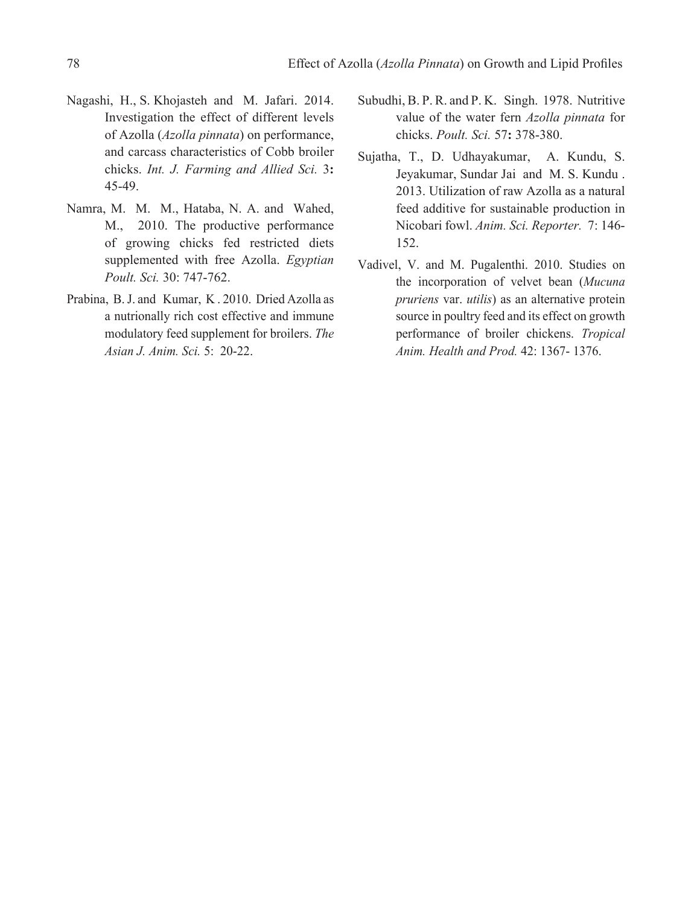Nagashi, H., S. Khojasteh and M. Jafari. 2014. Investigation the effect of different levels of Azolla (*Azolla pinnata*) on performance, and carcass characteristics of Cobb broiler chicks. *Int. J. Farming and Allied Sci.* 3**:** 45-49.

Namra, M. M. M., Hataba, N. A. and Wahed, M., 2010. The productive performance of growing chicks fed restricted diets supplemented with free Azolla. *Egyptian Poult. Sci.* 30: 747-762.

Prabina, B. J. and Kumar, K . 2010. Dried Azolla as a nutrionally rich cost effective and immune modulatory feed supplement for broilers. *The Asian J. Anim. Sci.* 5: 20-22.

Subudhi, B. P. R. and P. K. Singh. 1978. Nutritive value of the water fern *Azolla pinnata* for chicks. *Poult. Sci.* 57**:** 378-380.

Sujatha, T., D. Udhayakumar, A. Kundu, S. Jeyakumar, Sundar Jai and M. S. Kundu . 2013. Utilization of raw Azolla as a natural feed additive for sustainable production in Nicobari fowl. *Anim. Sci. Reporter.* 7: 146-152.

Vadivel, V. and M. Pugalenthi. 2010. Studies on the incorporation of velvet bean (*Mucuna pruriens* var. *utilis*) as an alternative protein source in poultry feed and its effect on growth performance of broiler chickens. *Tropical Anim. Health and Prod.* 42: 1367- 1376.